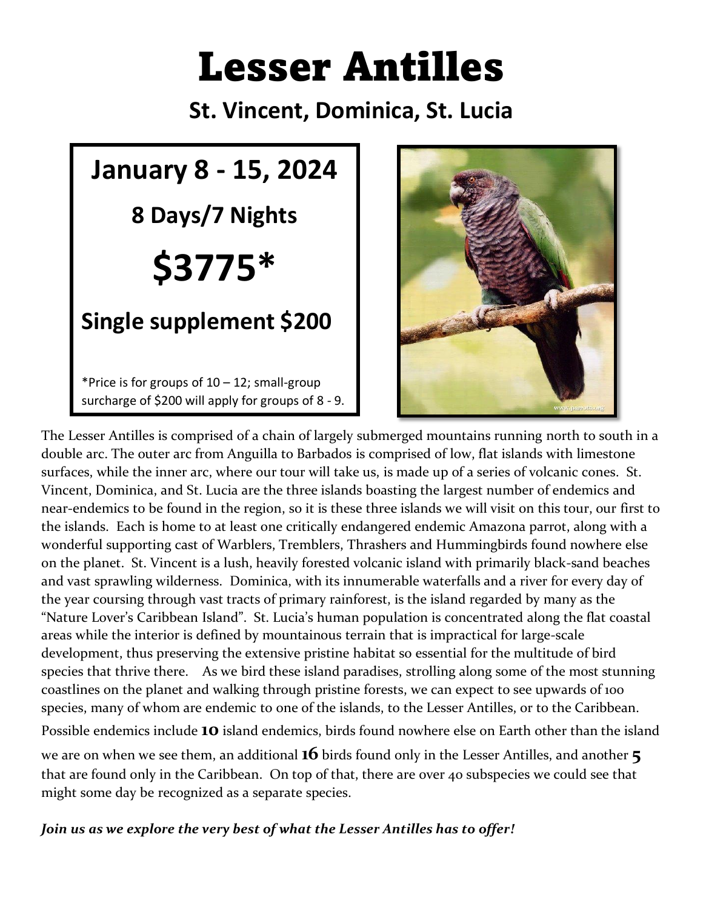# Lesser Antilles

## St. Vincent, Dominica, St. Lucia

**January 8 - 15, 2024**

**8 Days/7 Nights**

**$3775***

**Single supplement $200**

*Price is for groups of 10 – 12; small-group surcharge of $200 will apply for groups of 8 - 9.

The Lesser Antilles is comprised of a chain of largely submerged mountains running north to south in a double arc. The outer arc from Anguilla to Barbados is comprised of low, flat islands with limestone surfaces, while the inner arc, where our tour will take us, is made up of a series of volcanic cones. St. Vincent, Dominica, and St. Lucia are the three islands boasting the largest number of endemics and near-endemics to be found in the region, so it is these three islands we will visit on this tour, our first to the islands. Each is home to at least one critically endangered endemic Amazona parrot, along with a wonderful supporting cast of Warblers, Tremblers, Thrashers and Hummingbirds found nowhere else on the planet. St. Vincent is a lush, heavily forested volcanic island with primarily black-sand beaches and vast sprawling wilderness. Dominica, with its innumerable waterfalls and a river for every day of the year coursing through vast tracts of primary rainforest, is the island regarded by many as the "Nature Lover's Caribbean Island". St. Lucia's human population is concentrated along the flat coastal areas while the interior is defined by mountainous terrain that is impractical for large-scale development, thus preserving the extensive pristine habitat so essential for the multitude of bird species that thrive there. As we bird these island paradises, strolling along some of the most stunning coastlines on the planet and walking through pristine forests, we can expect to see upwards of 100 species, many of whom are endemic to one of the islands, to the Lesser Antilles, or to the Caribbean. Possible endemics include **10** island endemics, birds found nowhere else on Earth other than the island we are on when we see them, an additional **16** birds found only in the Lesser Antilles, and another **5** that are found only in the Caribbean. On top of that, there are over 40 subspecies we could see that might some day be recognized as a separate species.

***Join us as we explore the very best of what the Lesser Antilles has to offer!***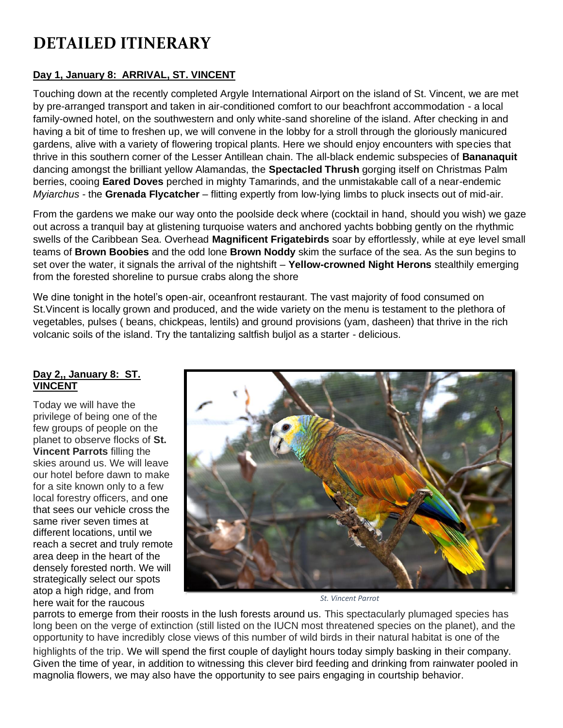# DETAILED ITINERARY

**Day 1, January 8: ARRIVAL, ST. VINCENT**

Touching down at the recently completed Argyle International Airport on the island of St. Vincent, we are met by pre-arranged transport and taken in air-conditioned comfort to our beachfront accommodation - a local family-owned hotel, on the southwestern and only white-sand shoreline of the island. After checking in and having a bit of time to freshen up, we will convene in the lobby for a stroll through the gloriously manicured gardens, alive with a variety of flowering tropical plants. Here we should enjoy encounters with species that thrive in this southern corner of the Lesser Antillean chain. The all-black endemic subspecies of **Bananaquit** dancing amongst the brilliant yellow Alamandas, the **Spectacled Thrush** gorging itself on Christmas Palm berries, cooing **Eared Doves** perched in mighty Tamarinds, and the unmistakable call of a near-endemic *Myiarchus* - the **Grenada Flycatcher** – flitting expertly from low-lying limbs to pluck insects out of mid-air.

From the gardens we make our way onto the poolside deck where (cocktail in hand, should you wish) we gaze out across a tranquil bay at glistening turquoise waters and anchored yachts bobbing gently on the rhythmic swells of the Caribbean Sea. Overhead **Magnificent Frigatebirds** soar by effortlessly, while at eye level small teams of **Brown Boobies** and the odd lone **Brown Noddy** skim the surface of the sea. As the sun begins to set over the water, it signals the arrival of the nightshift – **Yellow-crowned Night Herons** stealthily emerging from the forested shoreline to pursue crabs along the shore

We dine tonight in the hotel's open-air, oceanfront restaurant. The vast majority of food consumed on St.Vincent is locally grown and produced, and the wide variety on the menu is testament to the plethora of vegetables, pulses ( beans, chickpeas, lentils) and ground provisions (yam, dasheen) that thrive in the rich volcanic soils of the island. Try the tantalizing saltfish buljol as a starter - delicious.

**Day 2,, January 8: ST. VINCENT**

Today we will have the privilege of being one of the few groups of people on the planet to observe flocks of **St. Vincent Parrots** filling the skies around us. We will leave our hotel before dawn to make for a site known only to a few local forestry officers, and one that sees our vehicle cross the same river seven times at different locations, until we reach a secret and truly remote area deep in the heart of the densely forested north. We will strategically select our spots atop a high ridge, and from here wait for the raucous parrots to emerge from their roosts in the lush forests around us. This spectacularly plumaged species has long been on the verge of extinction (still listed on the IUCN most threatened species on the planet), and the opportunity to have incredibly close views of this number of wild birds in their natural habitat is one of the highlights of the trip. We will spend the first couple of daylight hours today simply basking in their company. Given the time of year, in addition to witnessing this clever bird feeding and drinking from rainwater pooled in magnolia flowers, we may also have the opportunity to see pairs engaging in courtship behavior.

*St. Vincent Parrot*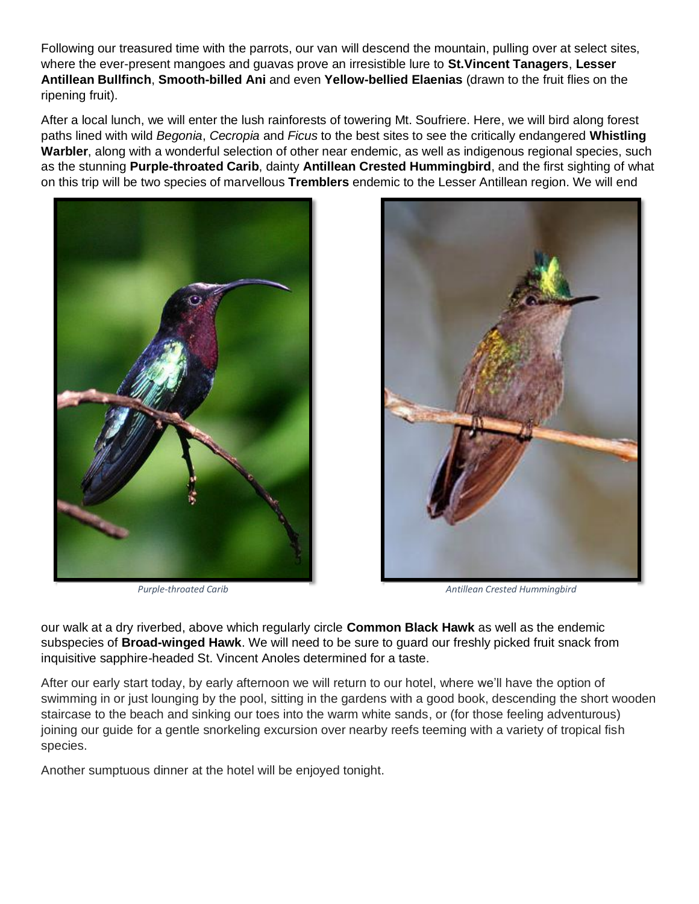Following our treasured time with the parrots, our van will descend the mountain, pulling over at select sites, where the ever-present mangoes and guavas prove an irresistible lure to **St.Vincent Tanagers**, **Lesser Antillean Bullfinch**, **Smooth-billed Ani** and even **Yellow-bellied Elaenias** (drawn to the fruit flies on the ripening fruit).

After a local lunch, we will enter the lush rainforests of towering Mt. Soufriere. Here, we will bird along forest paths lined with wild *Begonia*, *Cecropia* and *Ficus* to the best sites to see the critically endangered **Whistling Warbler**, along with a wonderful selection of other near endemic, as well as indigenous regional species, such as the stunning **Purple-throated Carib**, dainty **Antillean Crested Hummingbird**, and the first sighting of what on this trip will be two species of marvellous **Tremblers** endemic to the Lesser Antillean region. We will end our walk at a dry riverbed, above which regularly circle **Common Black Hawk** as well as the endemic subspecies of **Broad-winged Hawk**. We will need to be sure to guard our freshly picked fruit snack from inquisitive sapphire-headed St. Vincent Anoles determined for a taste.

*Purple-throated Carib*

*Antillean Crested Hummingbird*

After our early start today, by early afternoon we will return to our hotel, where we'll have the option of swimming in or just lounging by the pool, sitting in the gardens with a good book, descending the short wooden staircase to the beach and sinking our toes into the warm white sands, or (for those feeling adventurous) joining our guide for a gentle snorkeling excursion over nearby reefs teeming with a variety of tropical fish species.

Another sumptuous dinner at the hotel will be enjoyed tonight.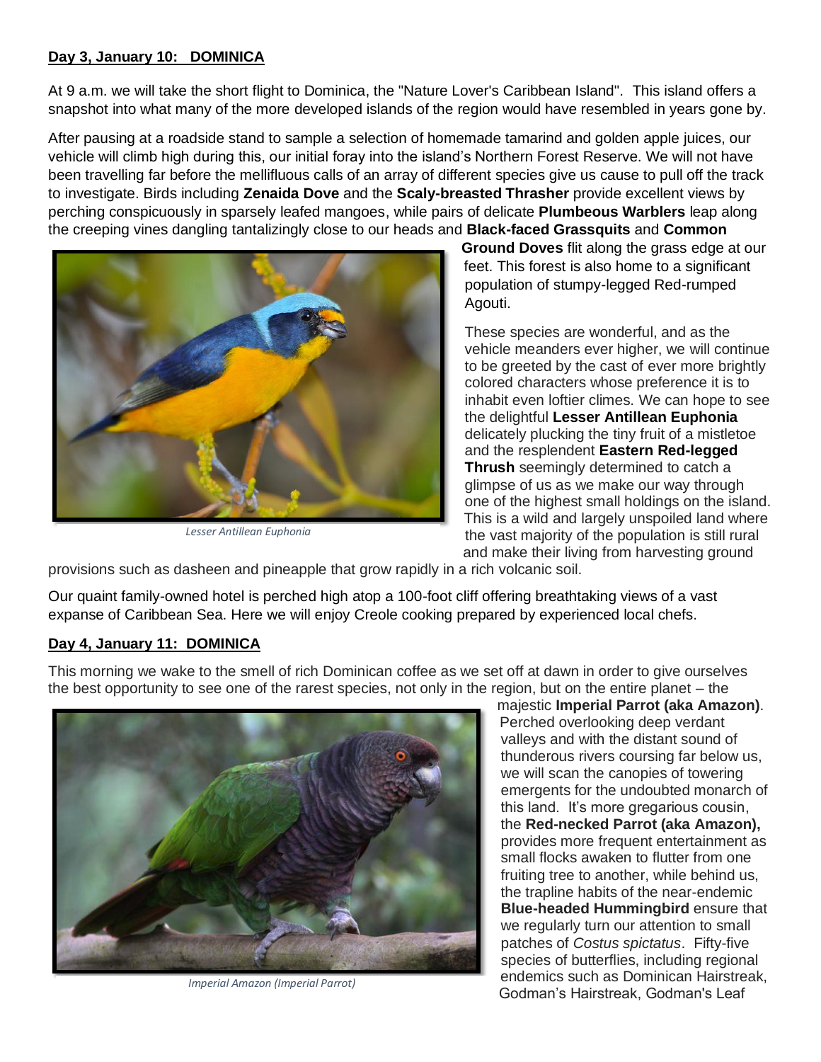**Day 3, January 10: DOMINICA**

At 9 a.m. we will take the short flight to Dominica, the "Nature Lover's Caribbean Island". This island offers a snapshot into what many of the more developed islands of the region would have resembled in years gone by.

After pausing at a roadside stand to sample a selection of homemade tamarind and golden apple juices, our vehicle will climb high during this, our initial foray into the island's Northern Forest Reserve. We will not have been travelling far before the mellifluous calls of an array of different species give us cause to pull off the track to investigate. Birds including **Zenaida Dove** and the **Scaly-breasted Thrasher** provide excellent views by perching conspicuously in sparsely leafed mangoes, while pairs of delicate **Plumbeous Warblers** leap along the creeping vines dangling tantalizingly close to our heads and **Black-faced Grassquits** and **Common Ground Doves** flit along the grass edge at our feet. This forest is also home to a significant population of stumpy-legged Red-rumped Agouti.

*Lesser Antillean Euphonia*

These species are wonderful, and as the vehicle meanders ever higher, we will continue to be greeted by the cast of ever more brightly colored characters whose preference it is to inhabit even loftier climes. We can hope to see the delightful **Lesser Antillean Euphonia** delicately plucking the tiny fruit of a mistletoe and the resplendent **Eastern Red-legged Thrush** seemingly determined to catch a glimpse of us as we make our way through one of the highest small holdings on the island. This is a wild and largely unspoiled land where the vast majority of the population is still rural and make their living from harvesting ground provisions such as dasheen and pineapple that grow rapidly in a rich volcanic soil.

Our quaint family-owned hotel is perched high atop a 100-foot cliff offering breathtaking views of a vast expanse of Caribbean Sea. Here we will enjoy Creole cooking prepared by experienced local chefs.

**Day 4, January 11: DOMINICA**

This morning we wake to the smell of rich Dominican coffee as we set off at dawn in order to give ourselves the best opportunity to see one of the rarest species, not only in the region, but on the entire planet – the majestic **Imperial Parrot (aka Amazon)**. Perched overlooking deep verdant valleys and with the distant sound of thunderous rivers coursing far below us, we will scan the canopies of towering emergents for the undoubted monarch of this land. It's more gregarious cousin, the **Red-necked Parrot (aka Amazon),** provides more frequent entertainment as small flocks awaken to flutter from one fruiting tree to another, while behind us, the trapline habits of the near-endemic **Blue-headed Hummingbird** ensure that we regularly turn our attention to small patches of *Costus spictatus*. Fifty-five species of butterflies, including regional endemics such as Dominican Hairstreak, Godman's Hairstreak, Godman's Leaf

*Imperial Amazon (Imperial Parrot)*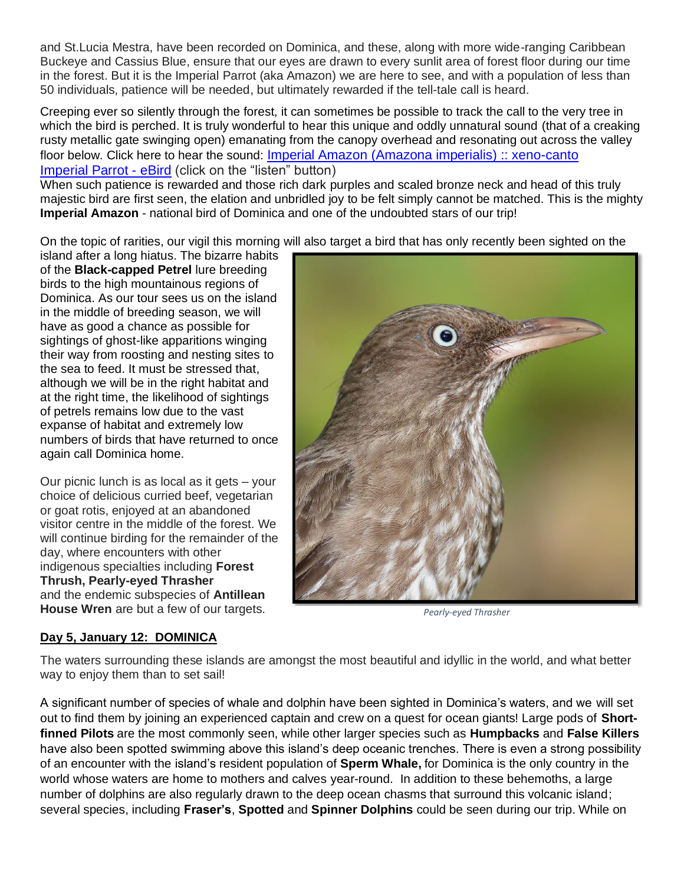and St.Lucia Mestra, have been recorded on Dominica, and these, along with more wide-ranging Caribbean Buckeye and Cassius Blue, ensure that our eyes are drawn to every sunlit area of forest floor during our time in the forest. But it is the Imperial Parrot (aka Amazon) we are here to see, and with a population of less than 50 individuals, patience will be needed, but ultimately rewarded if the tell-tale call is heard.

Creeping ever so silently through the forest, it can sometimes be possible to track the call to the very tree in which the bird is perched. It is truly wonderful to hear this unique and oddly unnatural sound (that of a creaking rusty metallic gate swinging open) emanating from the canopy overhead and resonating out across the valley floor below. Click here to hear the sound: [Imperial Amazon (Amazona imperialis) :: xeno-canto](#) [Imperial Parrot - eBird](#) (click on the "listen" button)
When such patience is rewarded and those rich dark purples and scaled bronze neck and head of this truly majestic bird are first seen, the elation and unbridled joy to be felt simply cannot be matched. This is the mighty **Imperial Amazon** - national bird of Dominica and one of the undoubted stars of our trip!

On the topic of rarities, our vigil this morning will also target a bird that has only recently been sighted on the island after a long hiatus. The bizarre habits of the **Black-capped Petrel** lure breeding birds to the high mountainous regions of Dominica. As our tour sees us on the island in the middle of breeding season, we will have as good a chance as possible for sightings of ghost-like apparitions winging their way from roosting and nesting sites to the sea to feed. It must be stressed that, although we will be in the right habitat and at the right time, the likelihood of sightings of petrels remains low due to the vast expanse of habitat and extremely low numbers of birds that have returned to once again call Dominica home.

Our picnic lunch is as local as it gets – your choice of delicious curried beef, vegetarian or goat rotis, enjoyed at an abandoned visitor centre in the middle of the forest. We will continue birding for the remainder of the day, where encounters with other indigenous specialties including **Forest Thrush, Pearly-eyed Thrasher** and the endemic subspecies of **Antillean House Wren** are but a few of our targets.

*Pearly-eyed Thrasher*

## Day 5, January 12: DOMINICA

The waters surrounding these islands are amongst the most beautiful and idyllic in the world, and what better way to enjoy them than to set sail!

A significant number of species of whale and dolphin have been sighted in Dominica's waters, and we will set out to find them by joining an experienced captain and crew on a quest for ocean giants! Large pods of **Short-finned Pilots** are the most commonly seen, while other larger species such as **Humpbacks** and **False Killers** have also been spotted swimming above this island's deep oceanic trenches. There is even a strong possibility of an encounter with the island's resident population of **Sperm Whale,** for Dominica is the only country in the world whose waters are home to mothers and calves year-round. In addition to these behemoths, a large number of dolphins are also regularly drawn to the deep ocean chasms that surround this volcanic island; several species, including **Fraser's**, **Spotted** and **Spinner Dolphins** could be seen during our trip. While on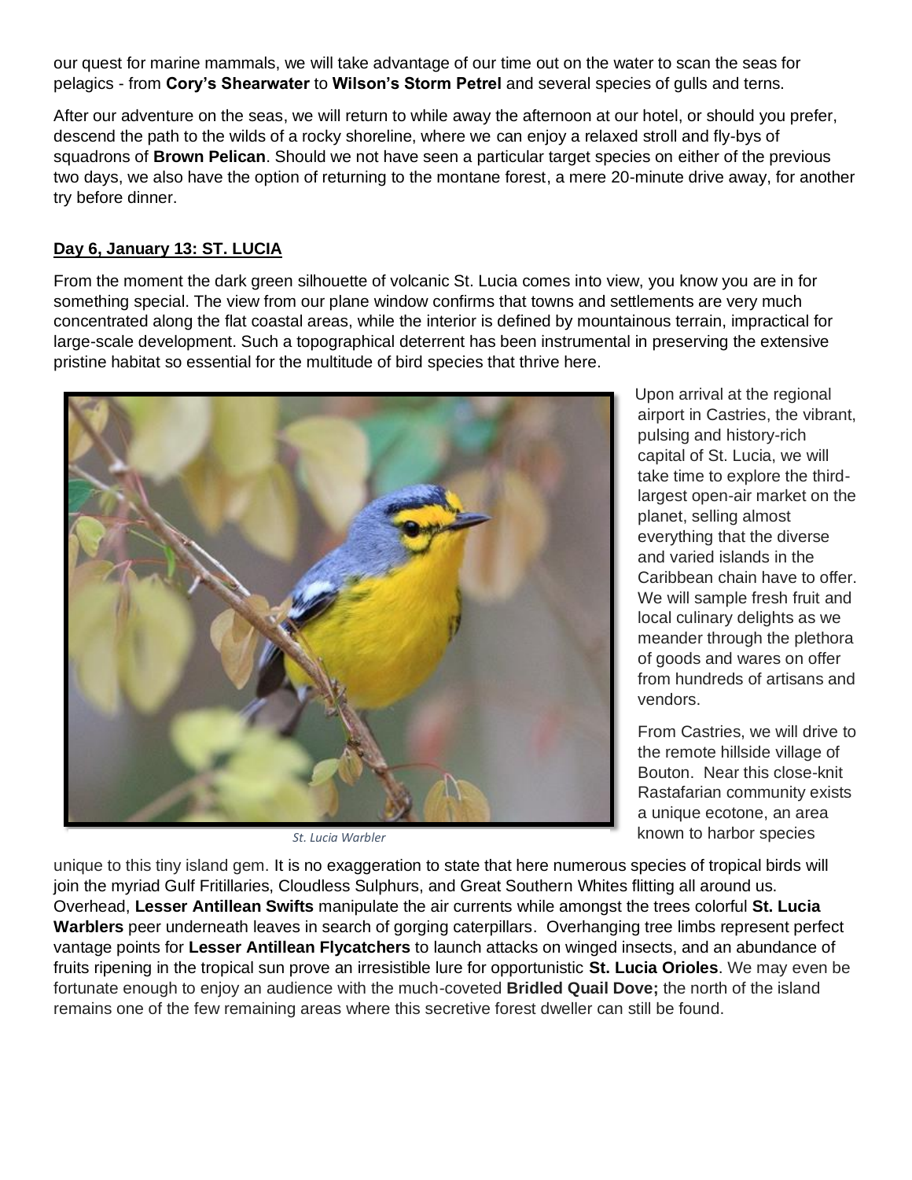our quest for marine mammals, we will take advantage of our time out on the water to scan the seas for pelagics - from **Cory's Shearwater** to **Wilson's Storm Petrel** and several species of gulls and terns.

After our adventure on the seas, we will return to while away the afternoon at our hotel, or should you prefer, descend the path to the wilds of a rocky shoreline, where we can enjoy a relaxed stroll and fly-bys of squadrons of **Brown Pelican**. Should we not have seen a particular target species on either of the previous two days, we also have the option of returning to the montane forest, a mere 20-minute drive away, for another try before dinner.

## Day 6, January 13: ST. LUCIA

From the moment the dark green silhouette of volcanic St. Lucia comes into view, you know you are in for something special. The view from our plane window confirms that towns and settlements are very much concentrated along the flat coastal areas, while the interior is defined by mountainous terrain, impractical for large-scale development. Such a topographical deterrent has been instrumental in preserving the extensive pristine habitat so essential for the multitude of bird species that thrive here.

*St. Lucia Warbler*

Upon arrival at the regional airport in Castries, the vibrant, pulsing and history-rich capital of St. Lucia, we will take time to explore the third-largest open-air market on the planet, selling almost everything that the diverse and varied islands in the Caribbean chain have to offer. We will sample fresh fruit and local culinary delights as we meander through the plethora of goods and wares on offer from hundreds of artisans and vendors.

From Castries, we will drive to the remote hillside village of Bouton. Near this close-knit Rastafarian community exists a unique ecotone, an area known to harbor species unique to this tiny island gem. It is no exaggeration to state that here numerous species of tropical birds will join the myriad Gulf Fritillaries, Cloudless Sulphurs, and Great Southern Whites flitting all around us. Overhead, **Lesser Antillean Swifts** manipulate the air currents while amongst the trees colorful **St. Lucia Warblers** peer underneath leaves in search of gorging caterpillars. Overhanging tree limbs represent perfect vantage points for **Lesser Antillean Flycatchers** to launch attacks on winged insects, and an abundance of fruits ripening in the tropical sun prove an irresistible lure for opportunistic **St. Lucia Orioles**. We may even be fortunate enough to enjoy an audience with the much-coveted **Bridled Quail Dove;** the north of the island remains one of the few remaining areas where this secretive forest dweller can still be found.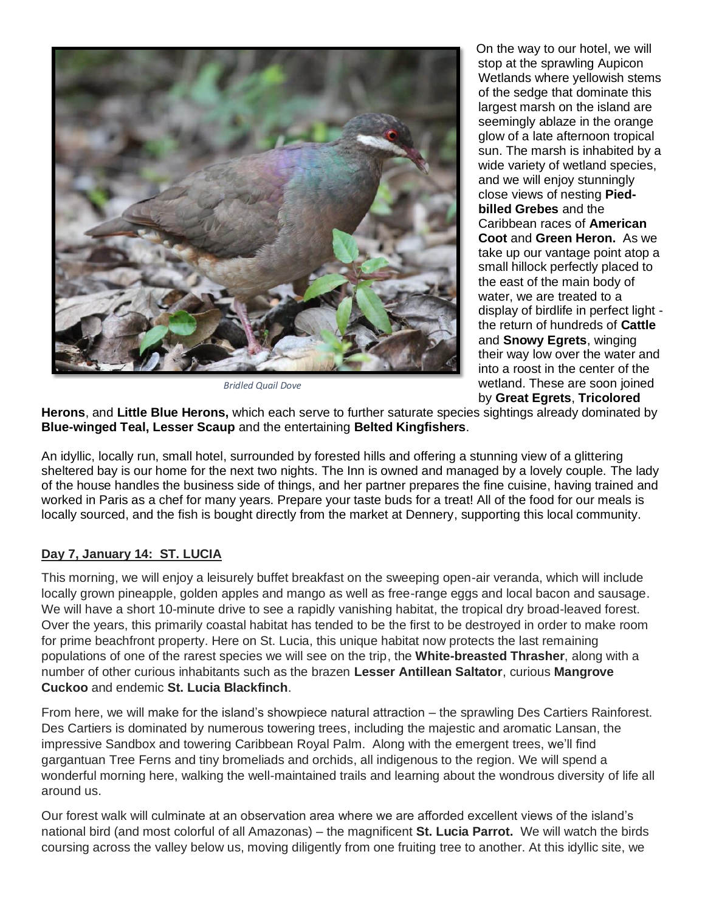*Bridled Quail Dove*

On the way to our hotel, we will stop at the sprawling Aupicon Wetlands where yellowish stems of the sedge that dominate this largest marsh on the island are seemingly ablaze in the orange glow of a late afternoon tropical sun. The marsh is inhabited by a wide variety of wetland species, and we will enjoy stunningly close views of nesting **Pied-billed Grebes** and the Caribbean races of **American Coot** and **Green Heron.** As we take up our vantage point atop a small hillock perfectly placed to the east of the main body of water, we are treated to a display of birdlife in perfect light - the return of hundreds of **Cattle** and **Snowy Egrets**, winging their way low over the water and into a roost in the center of the wetland. These are soon joined by **Great Egrets**, **Tricolored Herons**, and **Little Blue Herons,** which each serve to further saturate species sightings already dominated by **Blue-winged Teal, Lesser Scaup** and the entertaining **Belted Kingfishers**.

An idyllic, locally run, small hotel, surrounded by forested hills and offering a stunning view of a glittering sheltered bay is our home for the next two nights. The Inn is owned and managed by a lovely couple. The lady of the house handles the business side of things, and her partner prepares the fine cuisine, having trained and worked in Paris as a chef for many years. Prepare your taste buds for a treat! All of the food for our meals is locally sourced, and the fish is bought directly from the market at Dennery, supporting this local community.

## Day 7, January 14: ST. LUCIA

This morning, we will enjoy a leisurely buffet breakfast on the sweeping open-air veranda, which will include locally grown pineapple, golden apples and mango as well as free-range eggs and local bacon and sausage. We will have a short 10-minute drive to see a rapidly vanishing habitat, the tropical dry broad-leaved forest. Over the years, this primarily coastal habitat has tended to be the first to be destroyed in order to make room for prime beachfront property. Here on St. Lucia, this unique habitat now protects the last remaining populations of one of the rarest species we will see on the trip, the **White-breasted Thrasher**, along with a number of other curious inhabitants such as the brazen **Lesser Antillean Saltator**, curious **Mangrove Cuckoo** and endemic **St. Lucia Blackfinch**.

From here, we will make for the island's showpiece natural attraction – the sprawling Des Cartiers Rainforest. Des Cartiers is dominated by numerous towering trees, including the majestic and aromatic Lansan, the impressive Sandbox and towering Caribbean Royal Palm. Along with the emergent trees, we'll find gargantuan Tree Ferns and tiny bromeliads and orchids, all indigenous to the region. We will spend a wonderful morning here, walking the well-maintained trails and learning about the wondrous diversity of life all around us.

Our forest walk will culminate at an observation area where we are afforded excellent views of the island's national bird (and most colorful of all Amazonas) – the magnificent **St. Lucia Parrot.** We will watch the birds coursing across the valley below us, moving diligently from one fruiting tree to another. At this idyllic site, we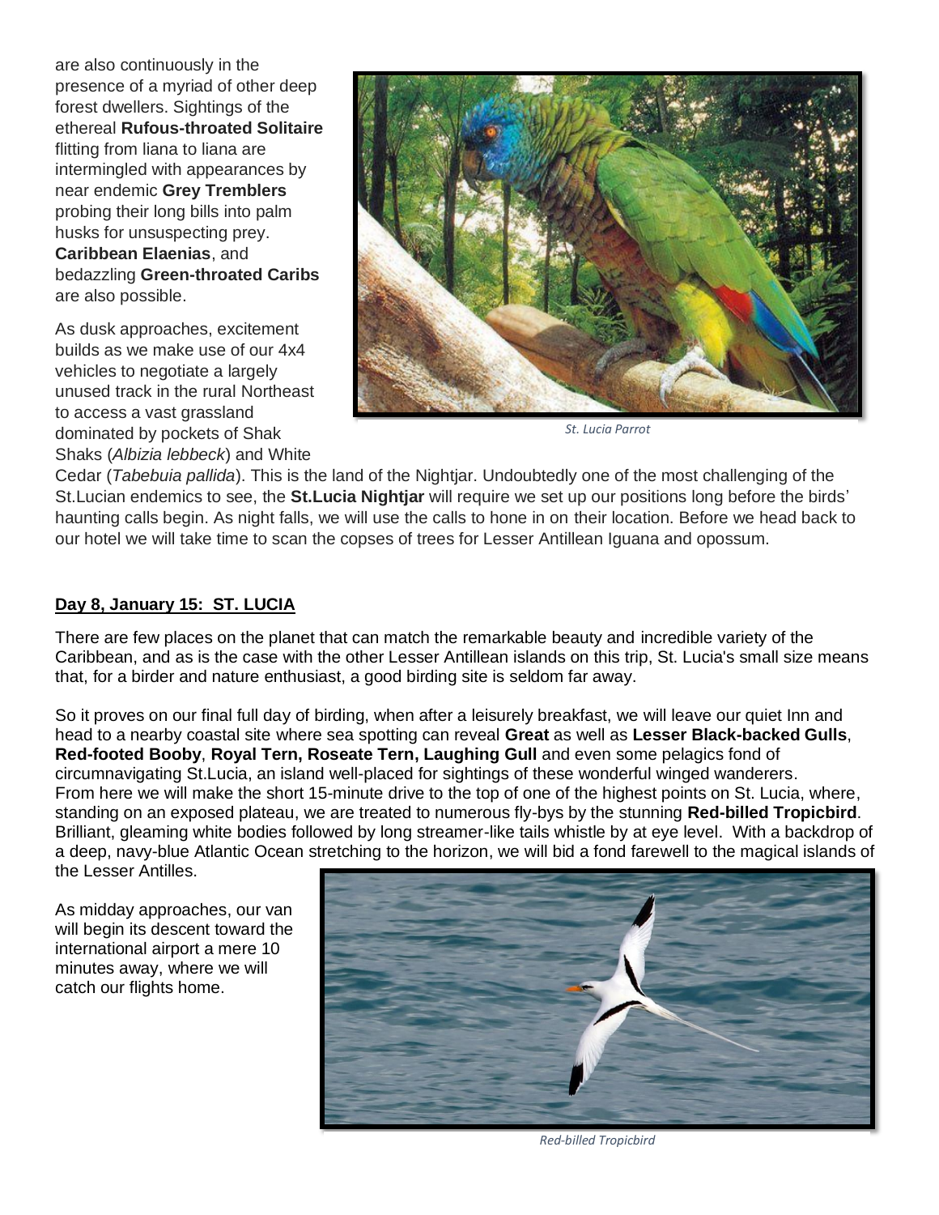are also continuously in the presence of a myriad of other deep forest dwellers. Sightings of the ethereal **Rufous-throated Solitaire** flitting from liana to liana are intermingled with appearances by near endemic **Grey Tremblers** probing their long bills into palm husks for unsuspecting prey. **Caribbean Elaenias**, and bedazzling **Green-throated Caribs** are also possible.

*St. Lucia Parrot*

As dusk approaches, excitement builds as we make use of our 4x4 vehicles to negotiate a largely unused track in the rural Northeast to access a vast grassland dominated by pockets of Shak Shaks (*Albizia lebbeck*) and White Cedar (*Tabebuia pallida*). This is the land of the Nightjar. Undoubtedly one of the most challenging of the St.Lucian endemics to see, the **St.Lucia Nightjar** will require we set up our positions long before the birds' haunting calls begin. As night falls, we will use the calls to hone in on their location. Before we head back to our hotel we will take time to scan the copses of trees for Lesser Antillean Iguana and opossum.

## Day 8, January 15: ST. LUCIA

There are few places on the planet that can match the remarkable beauty and incredible variety of the Caribbean, and as is the case with the other Lesser Antillean islands on this trip, St. Lucia's small size means that, for a birder and nature enthusiast, a good birding site is seldom far away.

So it proves on our final full day of birding, when after a leisurely breakfast, we will leave our quiet Inn and head to a nearby coastal site where sea spotting can reveal **Great** as well as **Lesser Black-backed Gulls**, **Red-footed Booby**, **Royal Tern, Roseate Tern, Laughing Gull** and even some pelagics fond of circumnavigating St.Lucia, an island well-placed for sightings of these wonderful winged wanderers.
From here we will make the short 15-minute drive to the top of one of the highest points on St. Lucia, where, standing on an exposed plateau, we are treated to numerous fly-bys by the stunning **Red-billed Tropicbird**. Brilliant, gleaming white bodies followed by long streamer-like tails whistle by at eye level. With a backdrop of a deep, navy-blue Atlantic Ocean stretching to the horizon, we will bid a fond farewell to the magical islands of the Lesser Antilles.

As midday approaches, our van will begin its descent toward the international airport a mere 10 minutes away, where we will catch our flights home.

*Red-billed Tropicbird*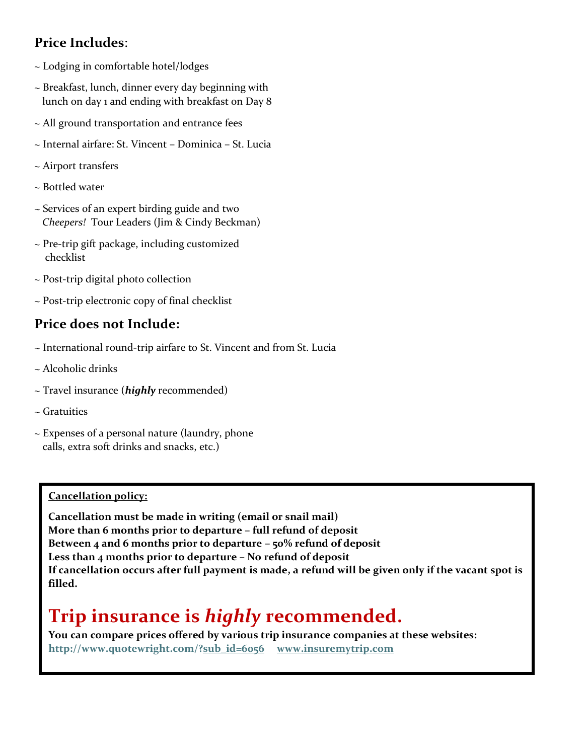## Price Includes:

~ Lodging in comfortable hotel/lodges

~ Breakfast, lunch, dinner every day beginning with lunch on day 1 and ending with breakfast on Day 8

~ All ground transportation and entrance fees

~ Internal airfare: St. Vincent – Dominica – St. Lucia

~ Airport transfers

~ Bottled water

~ Services of an expert birding guide and two *Cheepers!* Tour Leaders (Jim & Cindy Beckman)

~ Pre-trip gift package, including customized checklist

~ Post-trip digital photo collection

~ Post-trip electronic copy of final checklist

## Price does not Include:

~ International round-trip airfare to St. Vincent and from St. Lucia

~ Alcoholic drinks

~ Travel insurance (***highly*** recommended)

~ Gratuities

~ Expenses of a personal nature (laundry, phone calls, extra soft drinks and snacks, etc.)

**Cancellation policy:**

**Cancellation must be made in writing (email or snail mail)**
**More than 6 months prior to departure – full refund of deposit**
**Between 4 and 6 months prior to departure – 50% refund of deposit**
**Less than 4 months prior to departure – No refund of deposit**
**If cancellation occurs after full payment is made, a refund will be given only if the vacant spot is filled.**

# Trip insurance is *highly* recommended.

**You can compare prices offered by various trip insurance companies at these websites:**
**http://www.quotewright.com/?sub_id=6056** **www.insuremytrip.com**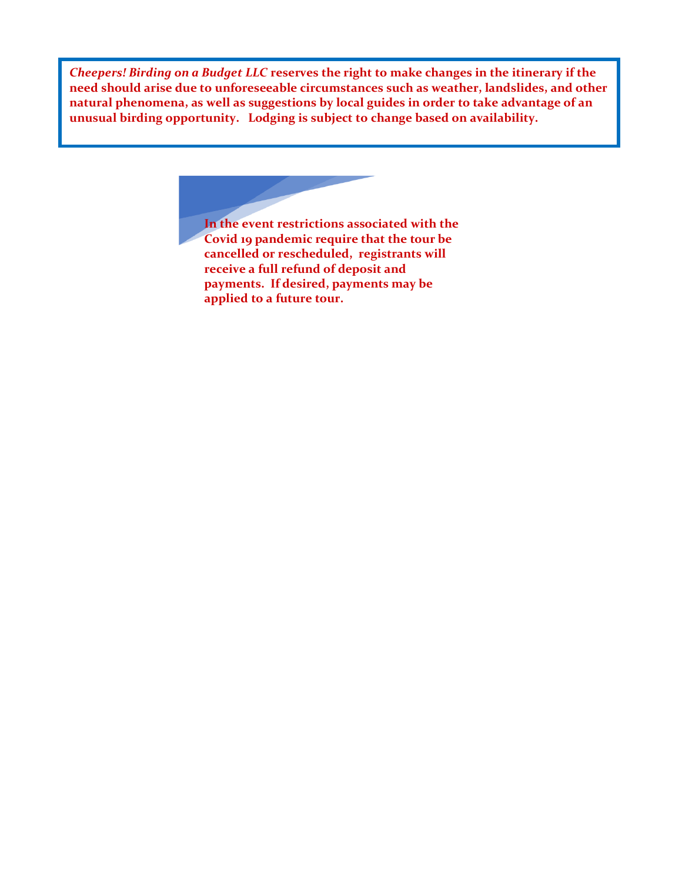***Cheepers! Birding on a Budget LLC*** **reserves the right to make changes in the itinerary if the need should arise due to unforeseeable circumstances such as weather, landslides, and other natural phenomena, as well as suggestions by local guides in order to take advantage of an unusual birding opportunity. Lodging is subject to change based on availability.**

**In the event restrictions associated with the Covid 19 pandemic require that the tour be cancelled or rescheduled, registrants will receive a full refund of deposit and payments. If desired, payments may be applied to a future tour.**